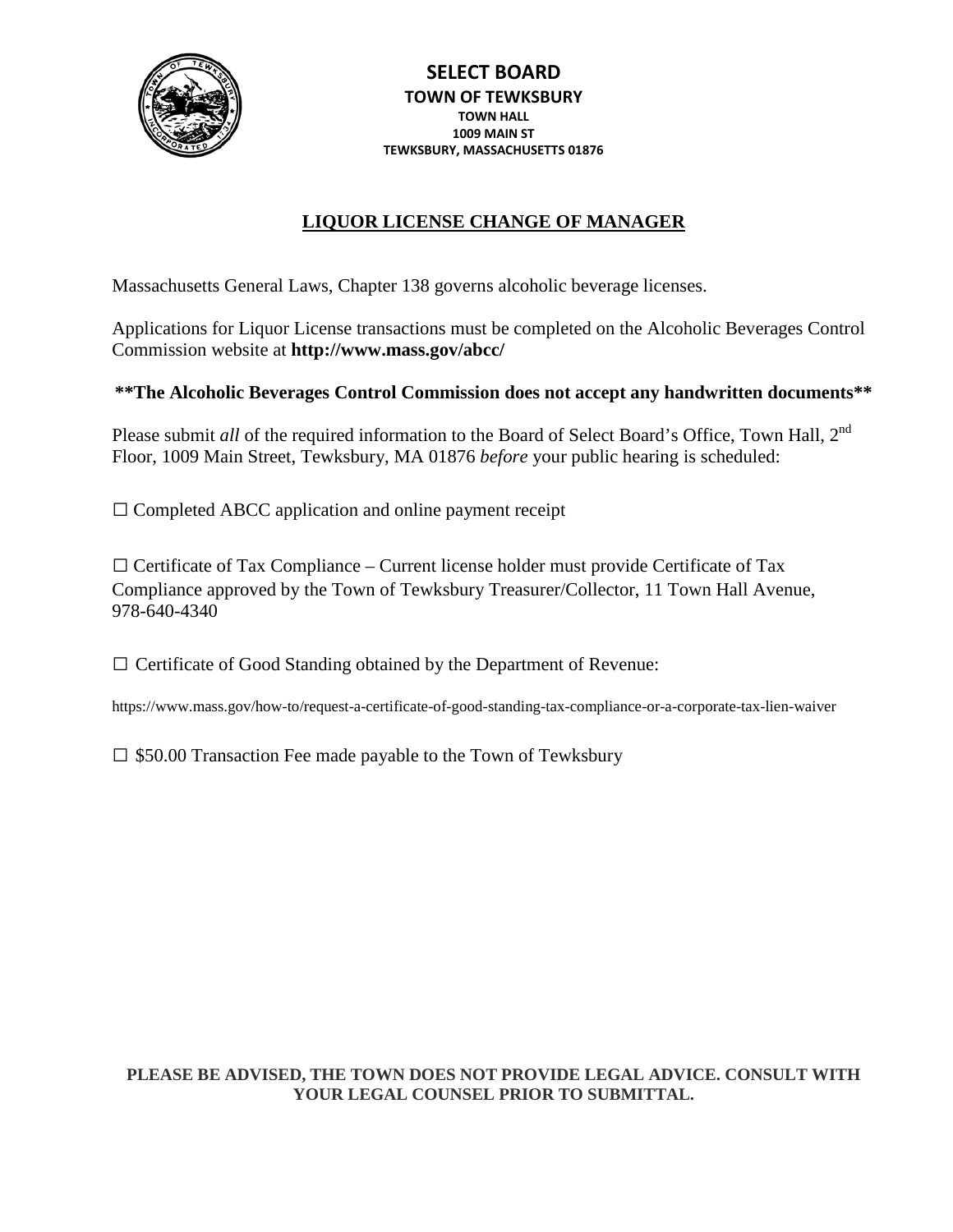**SELECT BOARD**
**TOWN OF TEWKSBURY**
**TOWN HALL**
**1009 MAIN ST**
**TEWKSBURY, MASSACHUSETTS 01876**

# LIQUOR LICENSE CHANGE OF MANAGER

Massachusetts General Laws, Chapter 138 governs alcoholic beverage licenses.

Applications for Liquor License transactions must be completed on the Alcoholic Beverages Control Commission website at **http://www.mass.gov/abcc/**

**\*\*The Alcoholic Beverages Control Commission does not accept any handwritten documents\*\***

Please submit *all* of the required information to the Board of Select Board's Office, Town Hall, 2nd Floor, 1009 Main Street, Tewksbury, MA 01876 *before* your public hearing is scheduled:

☐ Completed ABCC application and online payment receipt

☐ Certificate of Tax Compliance – Current license holder must provide Certificate of Tax Compliance approved by the Town of Tewksbury Treasurer/Collector, 11 Town Hall Avenue, 978-640-4340

☐ Certificate of Good Standing obtained by the Department of Revenue:

https://www.mass.gov/how-to/request-a-certificate-of-good-standing-tax-compliance-or-a-corporate-tax-lien-waiver

☐ $50.00 Transaction Fee made payable to the Town of Tewksbury

**PLEASE BE ADVISED, THE TOWN DOES NOT PROVIDE LEGAL ADVICE. CONSULT WITH YOUR LEGAL COUNSEL PRIOR TO SUBMITTAL.**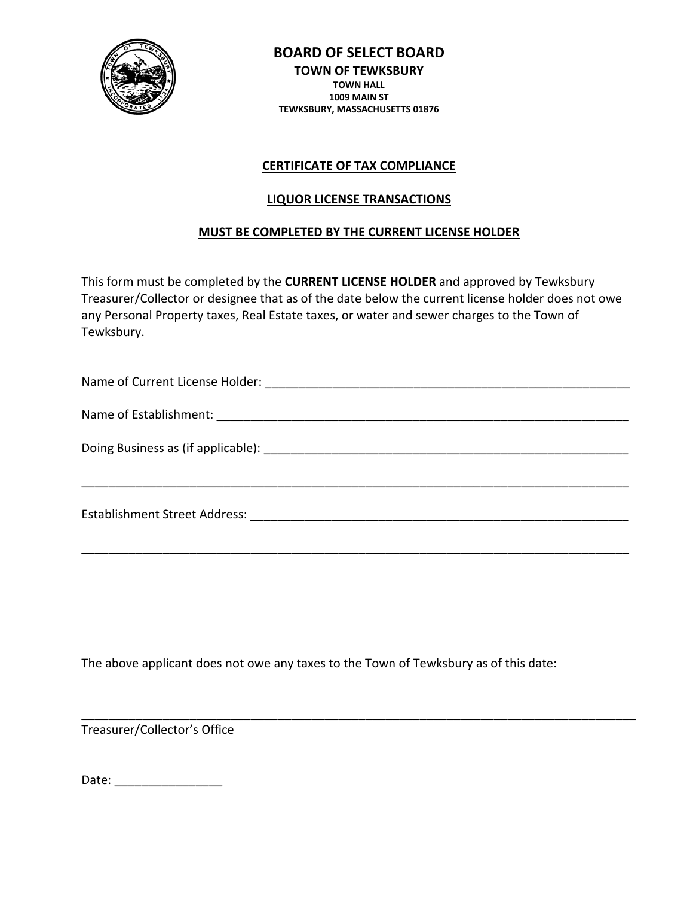# BOARD OF SELECT BOARD

**TOWN OF TEWKSBURY**
**TOWN HALL**
**1009 MAIN ST**
**TEWKSBURY, MASSACHUSETTS 01876**

## CERTIFICATE OF TAX COMPLIANCE

## LIQUOR LICENSE TRANSACTIONS

## MUST BE COMPLETED BY THE CURRENT LICENSE HOLDER

This form must be completed by the **CURRENT LICENSE HOLDER** and approved by Tewksbury Treasurer/Collector or designee that as of the date below the current license holder does not owe any Personal Property taxes, Real Estate taxes, or water and sewer charges to the Town of Tewksbury.

Name of Current License Holder: ___________________________________________________________

Name of Establishment: ___________________________________________________________________

Doing Business as (if applicable): __________________________________________________________

___________________________________________________________________________________________

Establishment Street Address: ______________________________________________________________

___________________________________________________________________________________________

The above applicant does not owe any taxes to the Town of Tewksbury as of this date:

___________________________________________________________________________________________

Treasurer/Collector's Office

Date: ________________